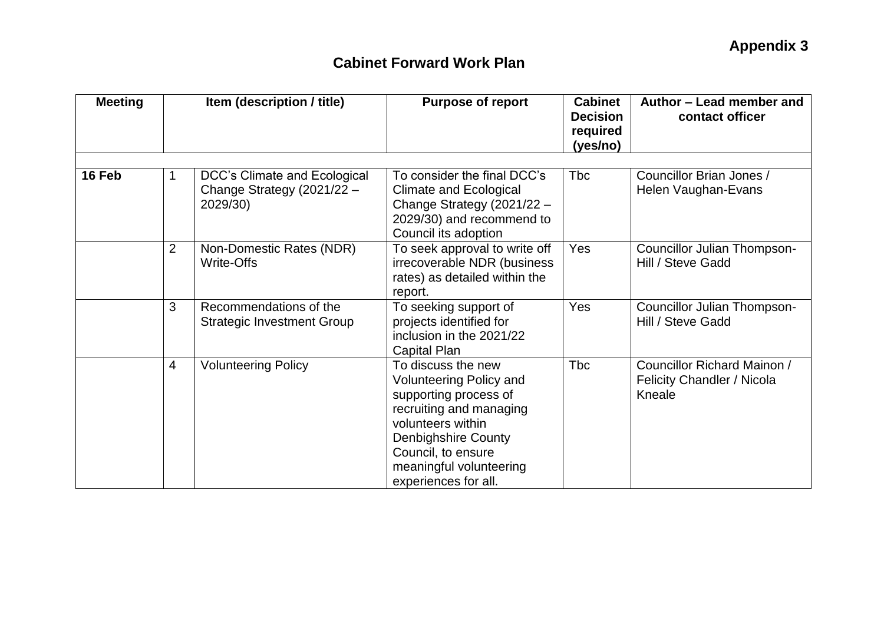**Appendix 3**

# Cabinet Forward Work Plan

| Meeting | | Item (description / title) | Purpose of report | Cabinet Decision required (yes/no) | Author – Lead member and contact officer |
|---|---|---|---|---|---|
| | | | | | |
| **16 Feb** | 1 | DCC's Climate and Ecological Change Strategy (2021/22 – 2029/30) | To consider the final DCC's Climate and Ecological Change Strategy (2021/22 – 2029/30) and recommend to Council its adoption | Tbc | Councillor Brian Jones / Helen Vaughan-Evans |
| | 2 | Non-Domestic Rates (NDR) Write-Offs | To seek approval to write off irrecoverable NDR (business rates) as detailed within the report. | Yes | Councillor Julian Thompson-Hill / Steve Gadd |
| | 3 | Recommendations of the Strategic Investment Group | To seeking support of projects identified for inclusion in the 2021/22 Capital Plan | Yes | Councillor Julian Thompson-Hill / Steve Gadd |
| | 4 | Volunteering Policy | To discuss the new Volunteering Policy and supporting process of recruiting and managing volunteers within Denbighshire County Council, to ensure meaningful volunteering experiences for all. | Tbc | Councillor Richard Mainon / Felicity Chandler / Nicola Kneale |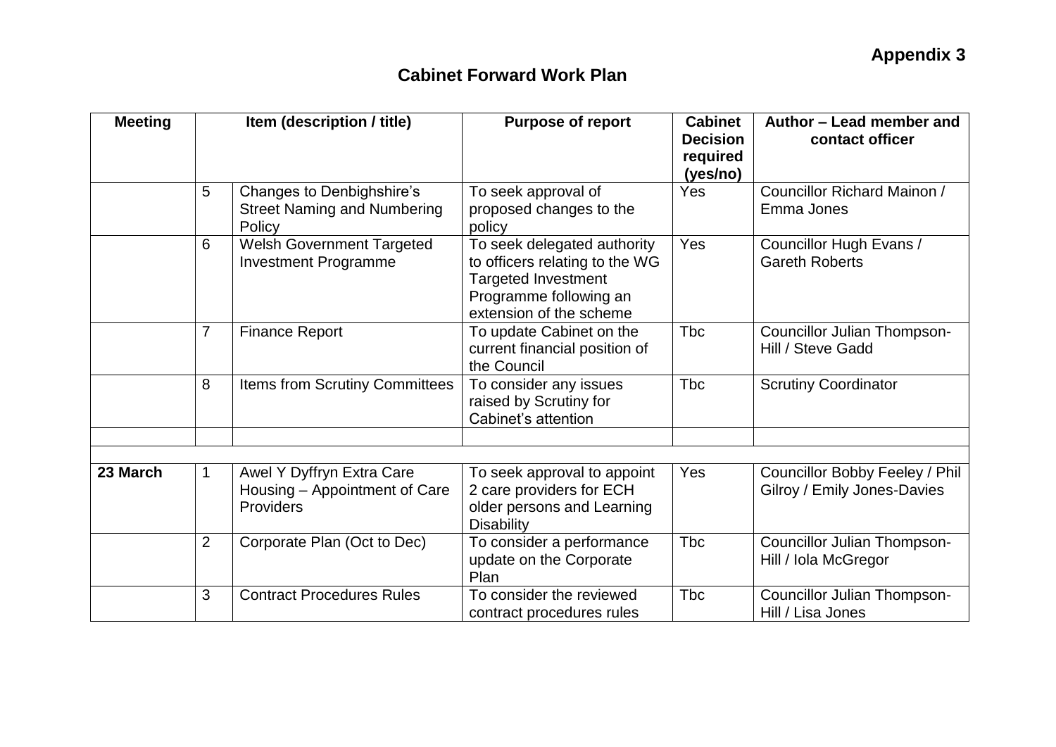**Appendix 3**

# Cabinet Forward Work Plan

| Meeting | Item (description / title) | | Purpose of report | Cabinet Decision required (yes/no) | Author – Lead member and contact officer |
|---|---|---|---|---|---|
| | 5 | Changes to Denbighshire's Street Naming and Numbering Policy | To seek approval of proposed changes to the policy | Yes | Councillor Richard Mainon / Emma Jones |
| | 6 | Welsh Government Targeted Investment Programme | To seek delegated authority to officers relating to the WG Targeted Investment Programme following an extension of the scheme | Yes | Councillor Hugh Evans / Gareth Roberts |
| | 7 | Finance Report | To update Cabinet on the current financial position of the Council | Tbc | Councillor Julian Thompson-Hill / Steve Gadd |
| | 8 | Items from Scrutiny Committees | To consider any issues raised by Scrutiny for Cabinet's attention | Tbc | Scrutiny Coordinator |
| | | | | | |
| | | | | | |
| **23 March** | 1 | Awel Y Dyffryn Extra Care Housing – Appointment of Care Providers | To seek approval to appoint 2 care providers for ECH older persons and Learning Disability | Yes | Councillor Bobby Feeley / Phil Gilroy / Emily Jones-Davies |
| | 2 | Corporate Plan (Oct to Dec) | To consider a performance update on the Corporate Plan | Tbc | Councillor Julian Thompson-Hill / Iola McGregor |
| | 3 | Contract Procedures Rules | To consider the reviewed contract procedures rules | Tbc | Councillor Julian Thompson-Hill / Lisa Jones |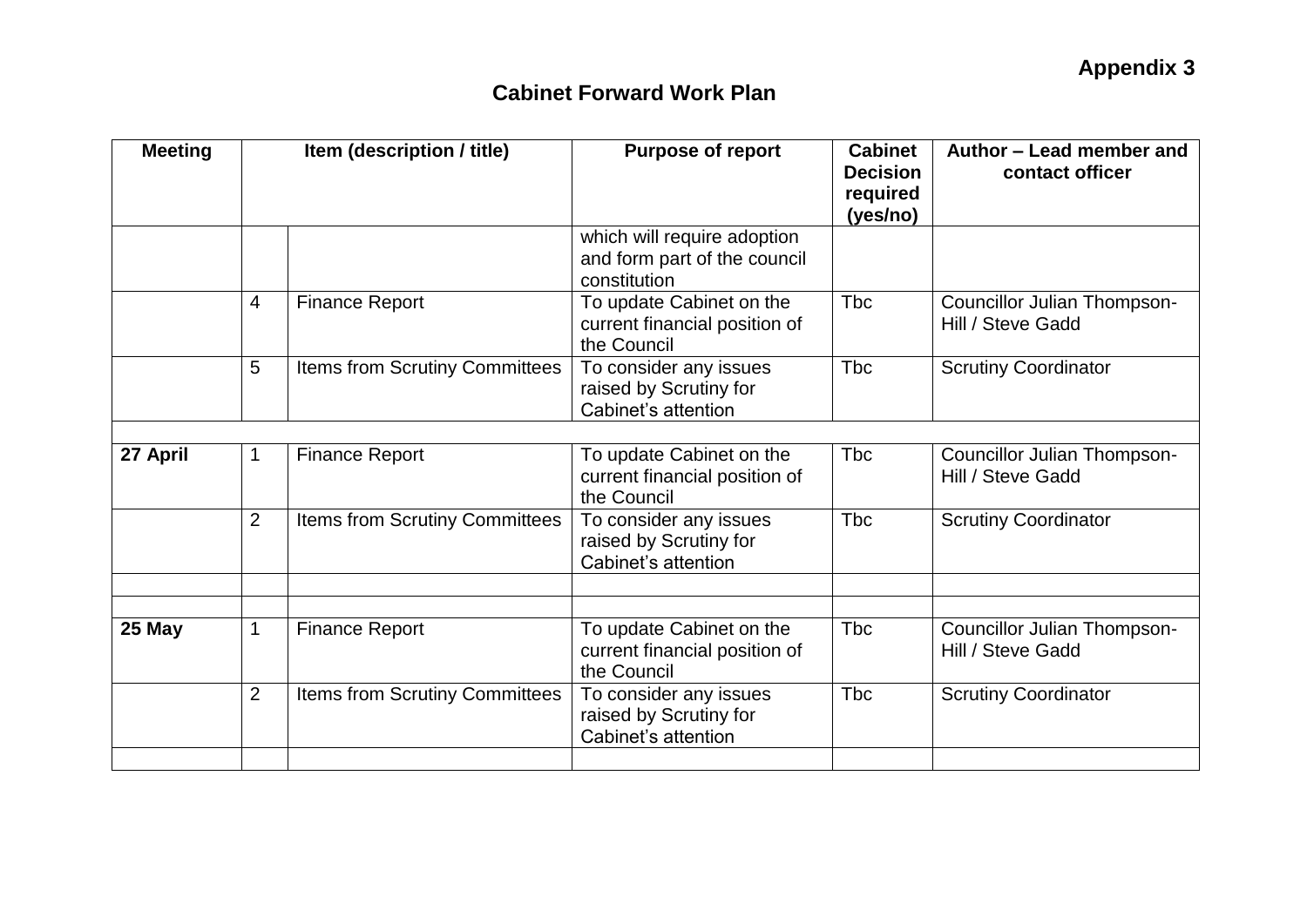**Appendix 3**

## Cabinet Forward Work Plan

| Meeting | Item (description / title) | | Purpose of report | Cabinet Decision required (yes/no) | Author – Lead member and contact officer |
|---|---|---|---|---|---|
| | | | which will require adoption and form part of the council constitution | | |
| | 4 | Finance Report | To update Cabinet on the current financial position of the Council | Tbc | Councillor Julian Thompson-Hill / Steve Gadd |
| | 5 | Items from Scrutiny Committees | To consider any issues raised by Scrutiny for Cabinet's attention | Tbc | Scrutiny Coordinator |
| | | | | | |
| **27 April** | 1 | Finance Report | To update Cabinet on the current financial position of the Council | Tbc | Councillor Julian Thompson-Hill / Steve Gadd |
| | 2 | Items from Scrutiny Committees | To consider any issues raised by Scrutiny for Cabinet's attention | Tbc | Scrutiny Coordinator |
| | | | | | |
| | | | | | |
| **25 May** | 1 | Finance Report | To update Cabinet on the current financial position of the Council | Tbc | Councillor Julian Thompson-Hill / Steve Gadd |
| | 2 | Items from Scrutiny Committees | To consider any issues raised by Scrutiny for Cabinet's attention | Tbc | Scrutiny Coordinator |
| | | | | | |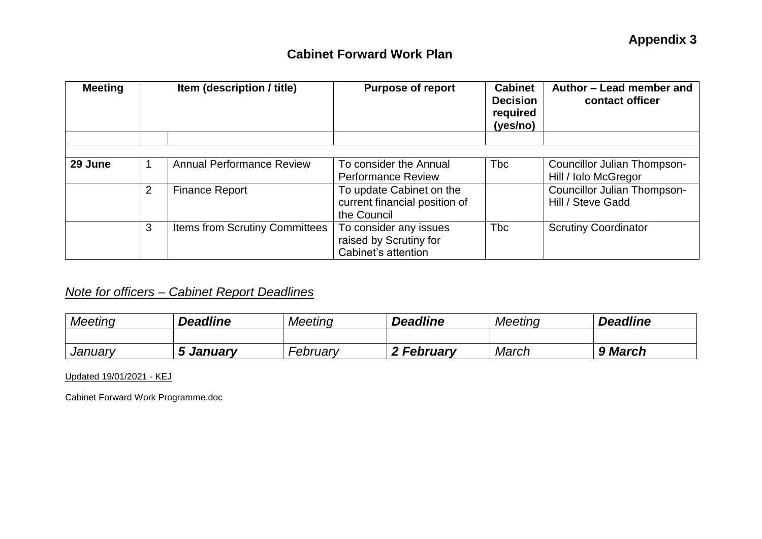**Appendix 3**

# Cabinet Forward Work Plan

| Meeting | Item (description / title) | | Purpose of report | Cabinet Decision required (yes/no) | Author – Lead member and contact officer |
|---|---|---|---|---|---|
| | | | | | |
| | | | | | |
| **29 June** | 1 | Annual Performance Review | To consider the Annual Performance Review | Tbc | Councillor Julian Thompson-Hill / Iolo McGregor |
| | 2 | Finance Report | To update Cabinet on the current financial position of the Council | | Councillor Julian Thompson-Hill / Steve Gadd |
| | 3 | Items from Scrutiny Committees | To consider any issues raised by Scrutiny for Cabinet's attention | Tbc | Scrutiny Coordinator |

## *Note for officers – Cabinet Report Deadlines*

| *Meeting* | ***Deadline*** | *Meeting* | ***Deadline*** | *Meeting* | ***Deadline*** |
|---|---|---|---|---|---|
| | | | | | |
| *January* | ***5 January*** | *February* | ***2 February*** | *March* | ***9 March*** |

Updated 19/01/2021 - KEJ

Cabinet Forward Work Programme.doc